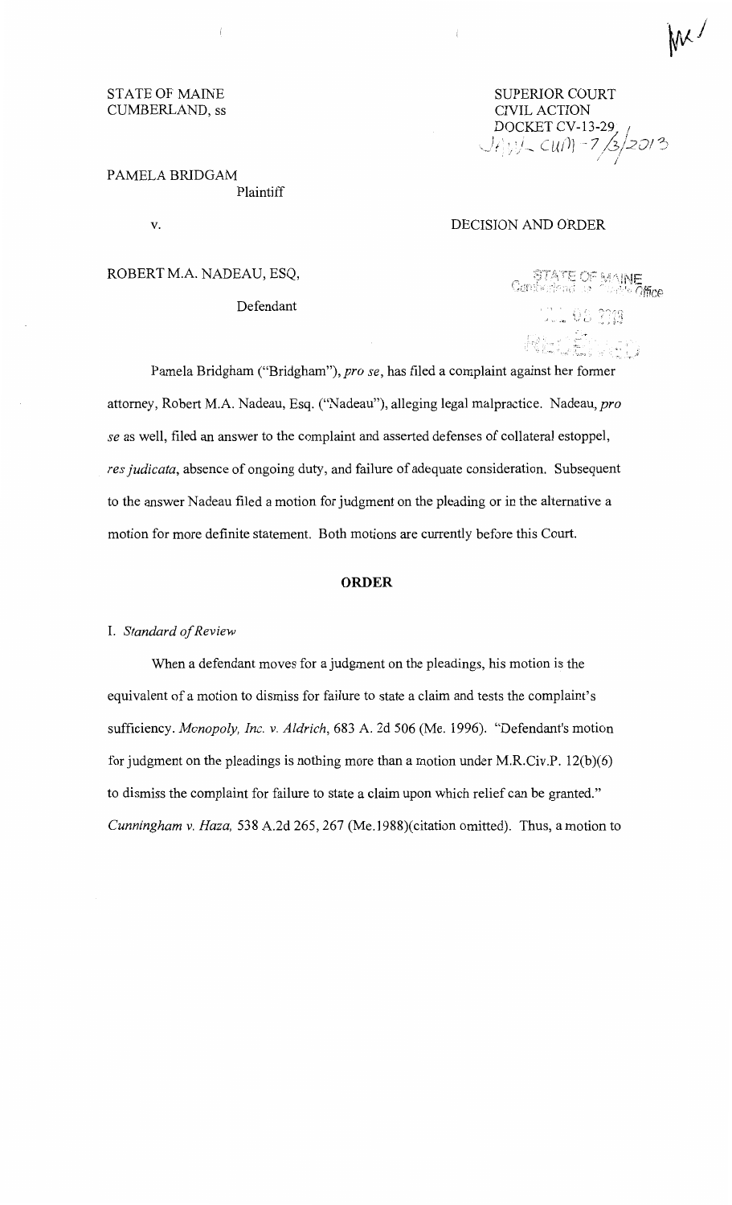STATE OF MAINE
CUMBERLAND, ss

SUPERIOR COURT
CIVIL ACTION
DOCKET CV-13-29

PAMELA BRIDGAM
Plaintiff

v.

DECISION AND ORDER

ROBERT M.A. NADEAU, ESQ,

Defendant

Pamela Bridgham ("Bridgham"), *pro se*, has filed a complaint against her former attorney, Robert M.A. Nadeau, Esq. ("Nadeau"), alleging legal malpractice. Nadeau, *pro se* as well, filed an answer to the complaint and asserted defenses of collateral estoppel, *res judicata*, absence of ongoing duty, and failure of adequate consideration. Subsequent to the answer Nadeau filed a motion for judgment on the pleading or in the alternative a motion for more definite statement. Both motions are currently before this Court.

## ORDER

### I. *Standard of Review*

When a defendant moves for a judgment on the pleadings, his motion is the equivalent of a motion to dismiss for failure to state a claim and tests the complaint's sufficiency. *Monopoly, Inc. v. Aldrich*, 683 A. 2d 506 (Me. 1996). "Defendant's motion for judgment on the pleadings is nothing more than a motion under M.R.Civ.P. 12(b)(6) to dismiss the complaint for failure to state a claim upon which relief can be granted." *Cunningham v. Haza,* 538 A.2d 265, 267 (Me.1988)(citation omitted). Thus, a motion to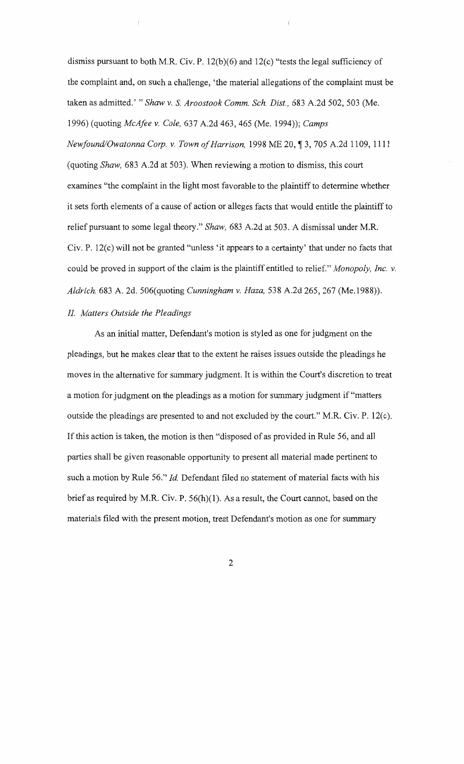dismiss pursuant to both M.R. Civ. P. 12(b)(6) and 12(c) "tests the legal sufficiency of the complaint and, on such a challenge, 'the material allegations of the complaint must be taken as admitted.' " *Shaw v. S. Aroostook Comm. Sch. Dist.,* 683 A.2d 502, 503 (Me. 1996) (quoting *McAfee v. Cole,* 637 A.2d 463, 465 (Me. 1994)); *Camps Newfound/Owatonna Corp. v. Town of Harrison,* 1998 ME 20, ¶ 3, 705 A.2d 1109, 1111 (quoting *Shaw,* 683 A.2d at 503). When reviewing a motion to dismiss, this court examines "the complaint in the light most favorable to the plaintiff to determine whether it sets forth elements of a cause of action or alleges facts that would entitle the plaintiff to relief pursuant to some legal theory." *Shaw,* 683 A.2d at 503. A dismissal under M.R. Civ. P. 12(c) will not be granted "unless 'it appears to a certainty' that under no facts that could be proved in support of the claim is the plaintiff entitled to relief." *Monopoly, Inc. v. Aldrich.* 683 A. 2d. 506(quoting *Cunningham v. Haza,* 538 A.2d 265, 267 (Me.1988)).

*II. Matters Outside the Pleadings*

As an initial matter, Defendant's motion is styled as one for judgment on the pleadings, but he makes clear that to the extent he raises issues outside the pleadings he moves in the alternative for summary judgment. It is within the Court's discretion to treat a motion for judgment on the pleadings as a motion for summary judgment if "matters outside the pleadings are presented to and not excluded by the court." M.R. Civ. P. 12(c). If this action is taken, the motion is then "disposed of as provided in Rule 56, and all parties shall be given reasonable opportunity to present all material made pertinent to such a motion by Rule 56." *Id.* Defendant filed no statement of material facts with his brief as required by M.R. Civ. P. 56(h)(1). As a result, the Court cannot, based on the materials filed with the present motion, treat Defendant's motion as one for summary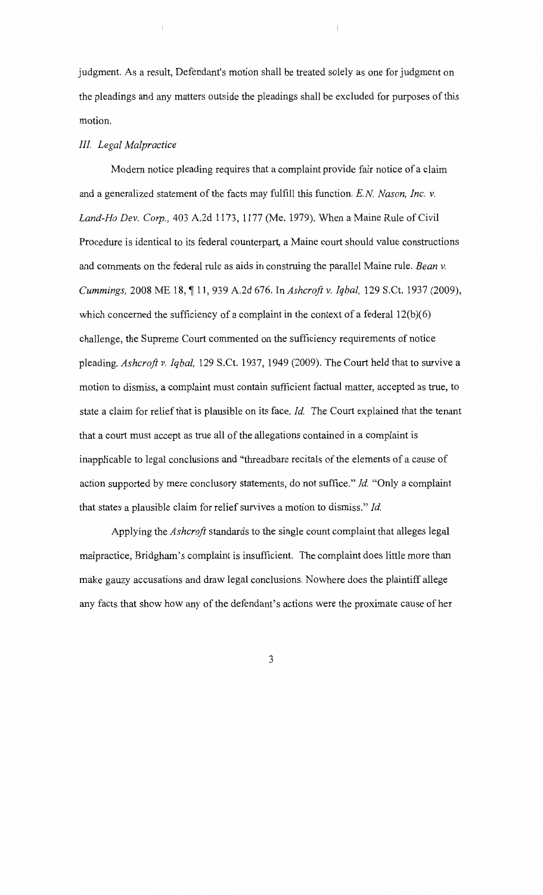judgment. As a result, Defendant's motion shall be treated solely as one for judgment on the pleadings and any matters outside the pleadings shall be excluded for purposes of this motion.

### *III. Legal Malpractice*

Modern notice pleading requires that a complaint provide fair notice of a claim and a generalized statement of the facts may fulfill this function. *E.N. Nason, Inc. v. Land-Ho Dev. Corp.,* 403 A.2d 1173, 1177 (Me. 1979). When a Maine Rule of Civil Procedure is identical to its federal counterpart, a Maine court should value constructions and comments on the federal rule as aids in construing the parallel Maine rule. *Bean v. Cummings,* 2008 ME 18, ¶ 11, 939 A.2d 676. In *Ashcroft v. Iqbal,* 129 S.Ct. 1937 (2009), which concerned the sufficiency of a complaint in the context of a federal 12(b)(6) challenge, the Supreme Court commented on the sufficiency requirements of notice pleading. *Ashcroft v. Iqbal,* 129 S.Ct. 1937, 1949 (2009). The Court held that to survive a motion to dismiss, a complaint must contain sufficient factual matter, accepted as true, to state a claim for relief that is plausible on its face. *Id.* The Court explained that the tenant that a court must accept as true all of the allegations contained in a complaint is inapplicable to legal conclusions and "threadbare recitals of the elements of a cause of action supported by mere conclusory statements, do not suffice." *Id.* "Only a complaint that states a plausible claim for relief survives a motion to dismiss." *Id.*

Applying the *Ashcroft* standards to the single count complaint that alleges legal malpractice, Bridgham's complaint is insufficient. The complaint does little more than make gauzy accusations and draw legal conclusions. Nowhere does the plaintiff allege any facts that show how any of the defendant's actions were the proximate cause of her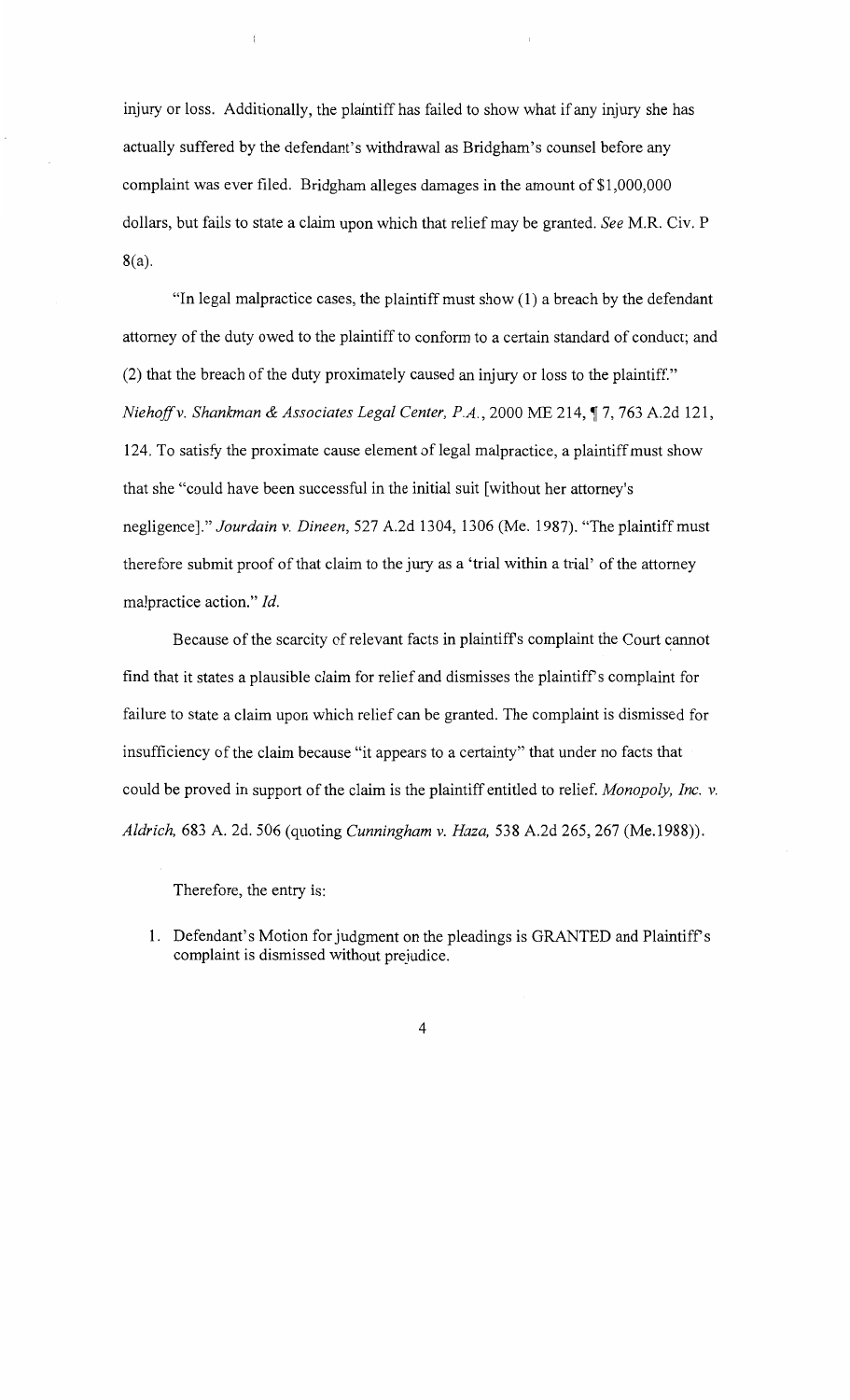injury or loss. Additionally, the plaintiff has failed to show what if any injury she has actually suffered by the defendant's withdrawal as Bridgham's counsel before any complaint was ever filed. Bridgham alleges damages in the amount of $1,000,000 dollars, but fails to state a claim upon which that relief may be granted. *See* M.R. Civ. P 8(a).

"In legal malpractice cases, the plaintiff must show (1) a breach by the defendant attorney of the duty owed to the plaintiff to conform to a certain standard of conduct; and (2) that the breach of the duty proximately caused an injury or loss to the plaintiff." *Niehoff v. Shankman & Associates Legal Center, P.A.*, 2000 ME 214, ¶ 7, 763 A.2d 121, 124. To satisfy the proximate cause element of legal malpractice, a plaintiff must show that she "could have been successful in the initial suit [without her attorney's negligence]." *Jourdain v. Dineen*, 527 A.2d 1304, 1306 (Me. 1987). "The plaintiff must therefore submit proof of that claim to the jury as a 'trial within a trial' of the attorney malpractice action." *Id.*

Because of the scarcity of relevant facts in plaintiff's complaint the Court cannot find that it states a plausible claim for relief and dismisses the plaintiff's complaint for failure to state a claim upon which relief can be granted. The complaint is dismissed for insufficiency of the claim because "it appears to a certainty" that under no facts that could be proved in support of the claim is the plaintiff entitled to relief. *Monopoly, Inc. v. Aldrich,* 683 A. 2d. 506 (quoting *Cunningham v. Haza,* 538 A.2d 265, 267 (Me.1988)).

Therefore, the entry is:

1. Defendant's Motion for judgment on the pleadings is GRANTED and Plaintiff's complaint is dismissed without prejudice.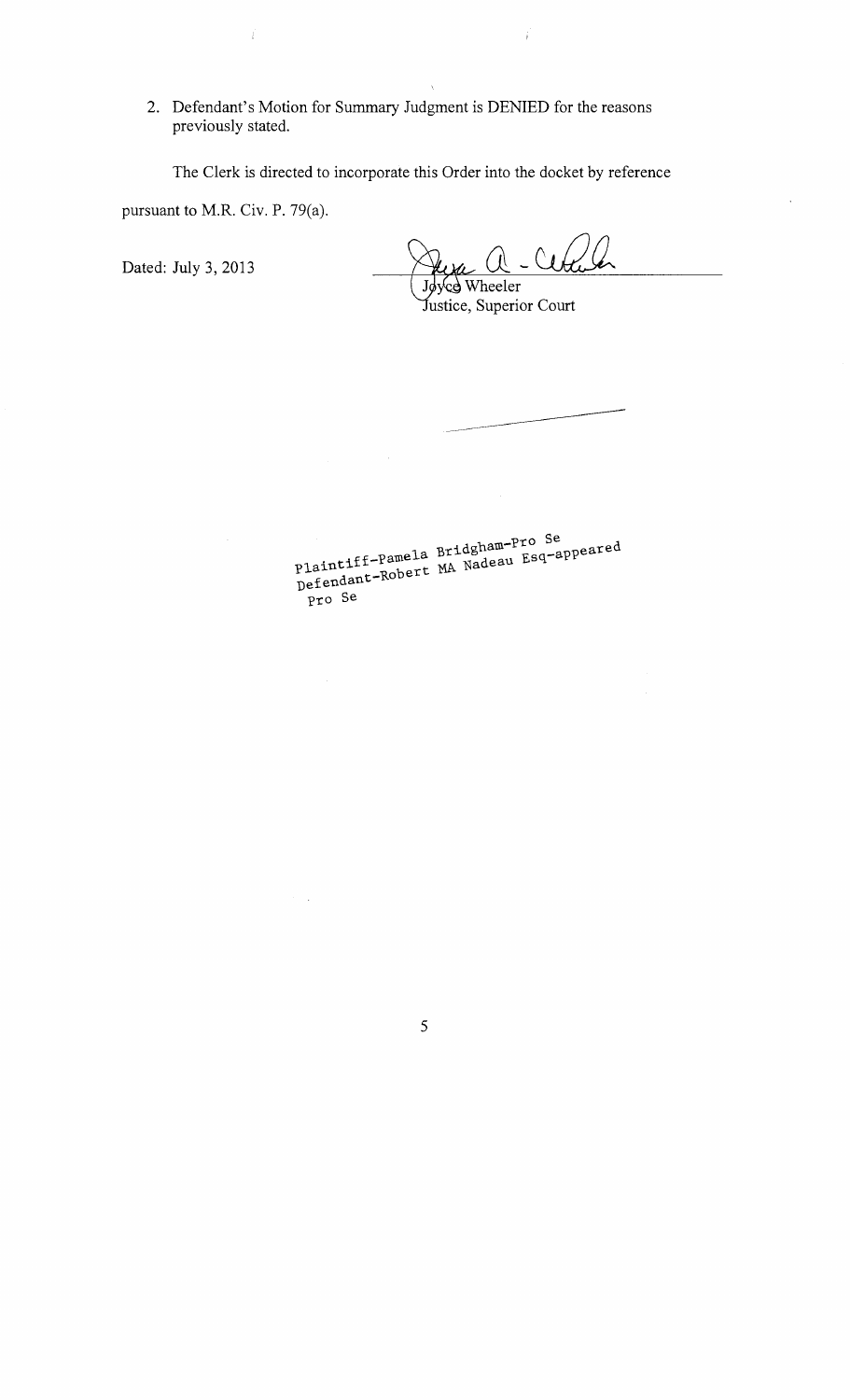2. Defendant's Motion for Summary Judgment is DENIED for the reasons previously stated.

The Clerk is directed to incorporate this Order into the docket by reference pursuant to M.R. Civ. P. 79(a).

Dated: July 3, 2013

Joyce Wheeler
Justice, Superior Court

Plaintiff-Pamela Bridgham-Pro Se
Defendant-Robert MA Nadeau Esq-appeared Pro Se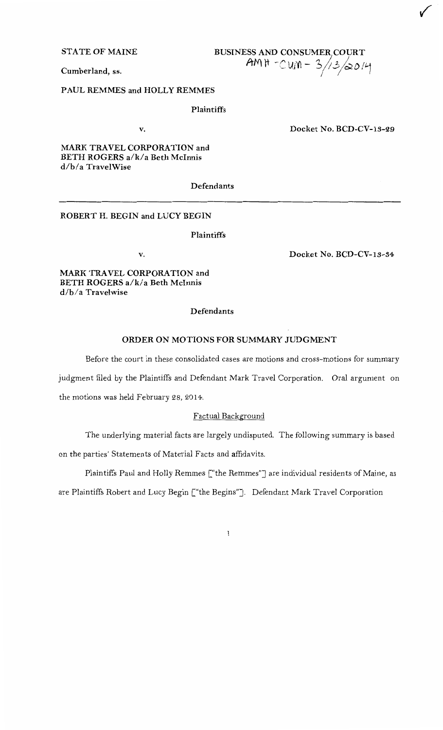STATE OF MAINE

Cumberland, ss.

BUSINESS AND CONSUMER COURT
AMH - CUM - 3/13/2014

PAUL REMMES and HOLLY REMMES

Plaintiffs

v.

Docket No. BCD-CV-13-29

MARK TRAVEL CORPORATION and
BETH ROGERS a/k/a Beth McInnis
d/b/a TravelWise

Defendants

---

ROBERT H. BEGIN and LUCY BEGIN

Plaintiffs

v.

Docket No. BCD-CV-13-34

MARK TRAVEL CORPORATION and
BETH ROGERS a/k/a Beth McInnis
d/b/a Travelwise

Defendants

## ORDER ON MOTIONS FOR SUMMARY JUDGMENT

Before the court in these consolidated cases are motions and cross-motions for summary judgment filed by the Plaintiffs and Defendant Mark Travel Corporation. Oral argument on the motions was held February 28, 2014.

### Factual Background

The underlying material facts are largely undisputed. The following summary is based on the parties' Statements of Material Facts and affidavits.

Plaintiffs Paul and Holly Remmes ["the Remmes"] are individual residents of Maine, as are Plaintiffs Robert and Lucy Begin ["the Begins"]. Defendant Mark Travel Corporation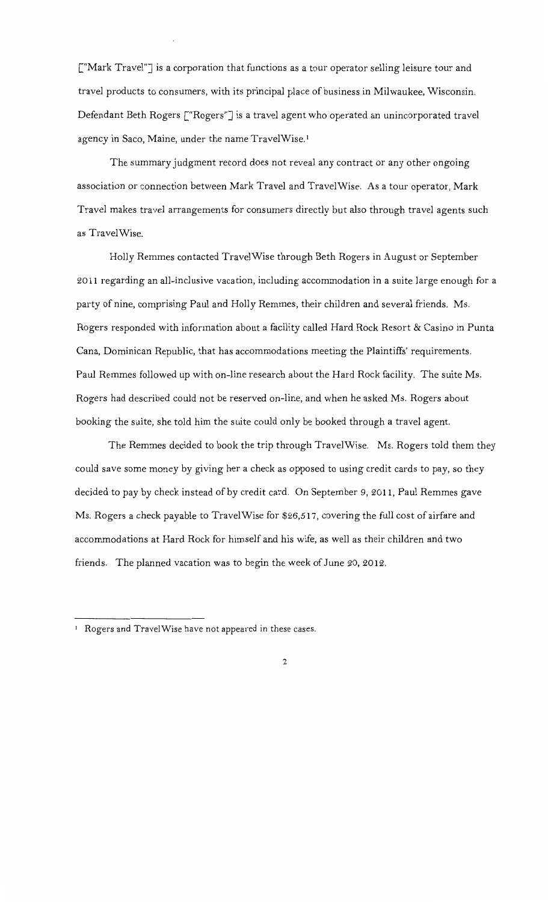["Mark Travel"] is a corporation that functions as a tour operator selling leisure tour and travel products to consumers, with its principal place of business in Milwaukee, Wisconsin. Defendant Beth Rogers ["Rogers"] is a travel agent who operated an unincorporated travel agency in Saco, Maine, under the name TravelWise.[1]

The summary judgment record does not reveal any contract or any other ongoing association or connection between Mark Travel and TravelWise. As a tour operator, Mark Travel makes travel arrangements for consumers directly but also through travel agents such as TravelWise.

Holly Remmes contacted TravelWise through Beth Rogers in August or September 2011 regarding an all-inclusive vacation, including accommodation in a suite large enough for a party of nine, comprising Paul and Holly Remmes, their children and several friends. Ms. Rogers responded with information about a facility called Hard Rock Resort & Casino in Punta Cana, Dominican Republic, that has accommodations meeting the Plaintiffs' requirements. Paul Remmes followed up with on-line research about the Hard Rock facility. The suite Ms. Rogers had described could not be reserved on-line, and when he asked Ms. Rogers about booking the suite, she told him the suite could only be booked through a travel agent.

The Remmes decided to book the trip through TravelWise. Ms. Rogers told them they could save some money by giving her a check as opposed to using credit cards to pay, so they decided to pay by check instead of by credit card. On September 9, 2011, Paul Remmes gave Ms. Rogers a check payable to TravelWise for $26,517, covering the full cost of airfare and accommodations at Hard Rock for himself and his wife, as well as their children and two friends. The planned vacation was to begin the week of June 20, 2012.

---

[1] Rogers and TravelWise have not appeared in these cases.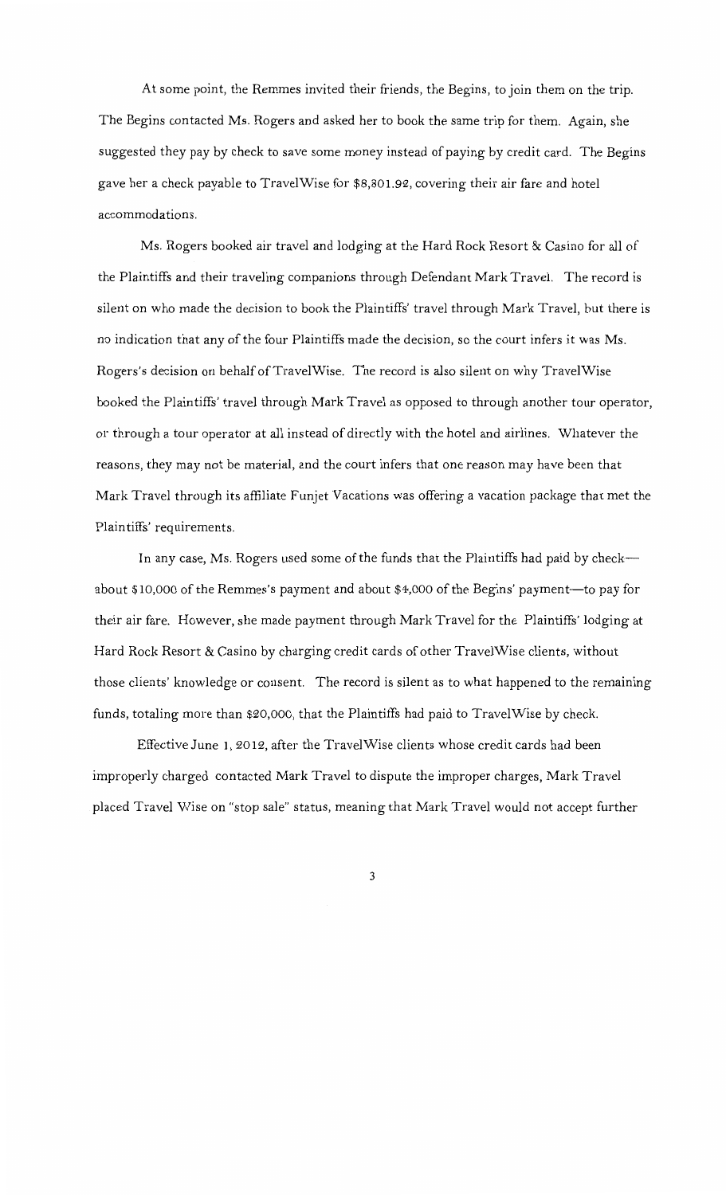At some point, the Remmes invited their friends, the Begins, to join them on the trip. The Begins contacted Ms. Rogers and asked her to book the same trip for them. Again, she suggested they pay by check to save some money instead of paying by credit card. The Begins gave her a check payable to TravelWise for $8,801.92, covering their air fare and hotel accommodations.

Ms. Rogers booked air travel and lodging at the Hard Rock Resort & Casino for all of the Plaintiffs and their traveling companions through Defendant Mark Travel. The record is silent on who made the decision to book the Plaintiffs' travel through Mark Travel, but there is no indication that any of the four Plaintiffs made the decision, so the court infers it was Ms. Rogers's decision on behalf of TravelWise. The record is also silent on why TravelWise booked the Plaintiffs' travel through Mark Travel as opposed to through another tour operator, or through a tour operator at all instead of directly with the hotel and airlines. Whatever the reasons, they may not be material, and the court infers that one reason may have been that Mark Travel through its affiliate Funjet Vacations was offering a vacation package that met the Plaintiffs' requirements.

In any case, Ms. Rogers used some of the funds that the Plaintiffs had paid by check—about $10,000 of the Remmes's payment and about $4,000 of the Begins' payment—to pay for their air fare. However, she made payment through Mark Travel for the Plaintiffs' lodging at Hard Rock Resort & Casino by charging credit cards of other TravelWise clients, without those clients' knowledge or consent. The record is silent as to what happened to the remaining funds, totaling more than $20,000, that the Plaintiffs had paid to TravelWise by check.

Effective June 1, 2012, after the TravelWise clients whose credit cards had been improperly charged contacted Mark Travel to dispute the improper charges, Mark Travel placed Travel Wise on "stop sale" status, meaning that Mark Travel would not accept further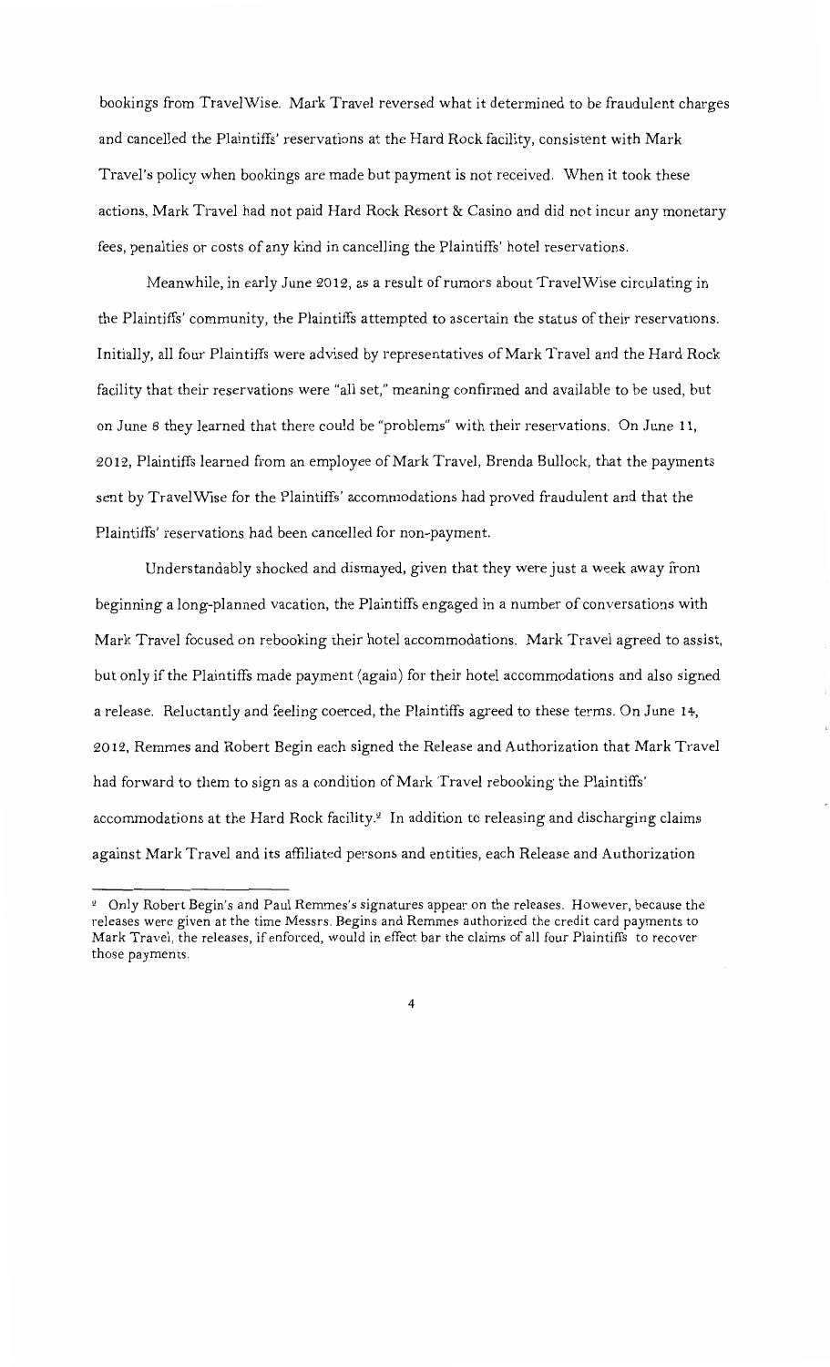bookings from TravelWise. Mark Travel reversed what it determined to be fraudulent charges and cancelled the Plaintiffs' reservations at the Hard Rock facility, consistent with Mark Travel's policy when bookings are made but payment is not received. When it took these actions, Mark Travel had not paid Hard Rock Resort & Casino and did not incur any monetary fees, penalties or costs of any kind in cancelling the Plaintiffs' hotel reservations.

Meanwhile, in early June 2012, as a result of rumors about TravelWise circulating in the Plaintiffs' community, the Plaintiffs attempted to ascertain the status of their reservations. Initially, all four Plaintiffs were advised by representatives of Mark Travel and the Hard Rock facility that their reservations were "all set," meaning confirmed and available to be used, but on June 8 they learned that there could be "problems" with their reservations. On June 11, 2012, Plaintiffs learned from an employee of Mark Travel, Brenda Bullock, that the payments sent by TravelWise for the Plaintiffs' accommodations had proved fraudulent and that the Plaintiffs' reservations had been cancelled for non-payment.

Understandably shocked and dismayed, given that they were just a week away from beginning a long-planned vacation, the Plaintiffs engaged in a number of conversations with Mark Travel focused on rebooking their hotel accommodations. Mark Travel agreed to assist, but only if the Plaintiffs made payment (again) for their hotel accommodations and also signed a release. Reluctantly and feeling coerced, the Plaintiffs agreed to these terms. On June 14, 2012, Remmes and Robert Begin each signed the Release and Authorization that Mark Travel had forward to them to sign as a condition of Mark Travel rebooking the Plaintiffs' accommodations at the Hard Rock facility.[2] In addition to releasing and discharging claims against Mark Travel and its affiliated persons and entities, each Release and Authorization

---

[2] Only Robert Begin's and Paul Remmes's signatures appear on the releases. However, because the releases were given at the time Messrs. Begins and Remmes authorized the credit card payments to Mark Travel, the releases, if enforced, would in effect bar the claims of all four Plaintiffs to recover those payments.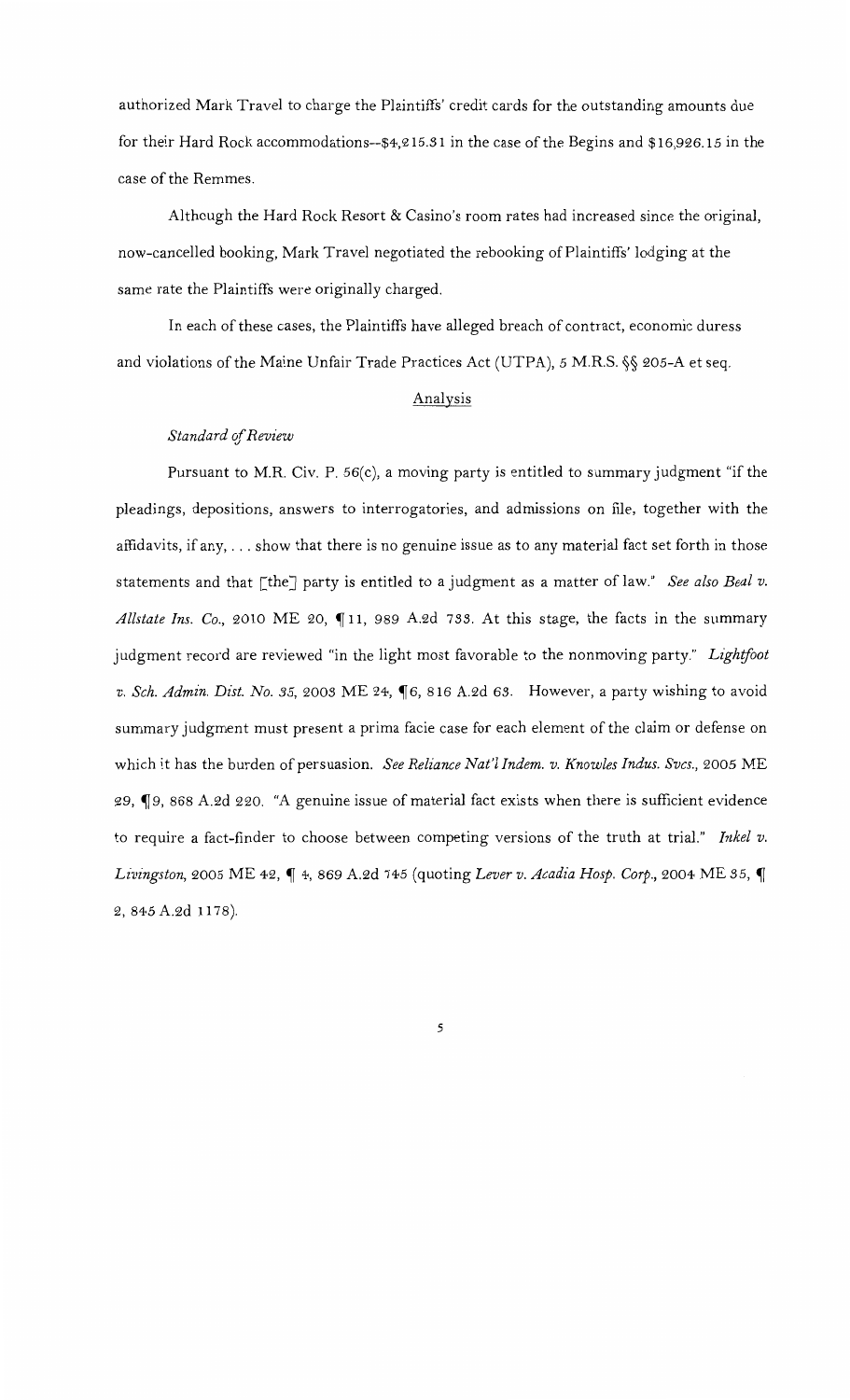authorized Mark Travel to charge the Plaintiffs' credit cards for the outstanding amounts due for their Hard Rock accommodations--$4,215.31 in the case of the Begins and $16,926.15 in the case of the Remmes.

Although the Hard Rock Resort & Casino's room rates had increased since the original, now-cancelled booking, Mark Travel negotiated the rebooking of Plaintiffs' lodging at the same rate the Plaintiffs were originally charged.

In each of these cases, the Plaintiffs have alleged breach of contract, economic duress and violations of the Maine Unfair Trade Practices Act (UTPA), 5 M.R.S. §§ 205-A et seq.

## Analysis

### *Standard of Review*

Pursuant to M.R. Civ. P. 56(c), a moving party is entitled to summary judgment "if the pleadings, depositions, answers to interrogatories, and admissions on file, together with the affidavits, if any, . . . show that there is no genuine issue as to any material fact set forth in those statements and that [the] party is entitled to a judgment as a matter of law." *See also Beal v. Allstate Ins. Co.*, 2010 ME 20, ¶11, 989 A.2d 733. At this stage, the facts in the summary judgment record are reviewed "in the light most favorable to the nonmoving party." *Lightfoot v. Sch. Admin. Dist. No. 35*, 2003 ME 24, ¶6, 816 A.2d 63. However, a party wishing to avoid summary judgment must present a prima facie case for each element of the claim or defense on which it has the burden of persuasion. *See Reliance Nat'l Indem. v. Knowles Indus. Svcs.*, 2005 ME 29, ¶9, 868 A.2d 220. "A genuine issue of material fact exists when there is sufficient evidence to require a fact-finder to choose between competing versions of the truth at trial." *Inkel v. Livingston*, 2005 ME 42, ¶ 4, 869 A.2d 745 (quoting *Lever v. Acadia Hosp. Corp.*, 2004 ME 35, ¶ 2, 845 A.2d 1178).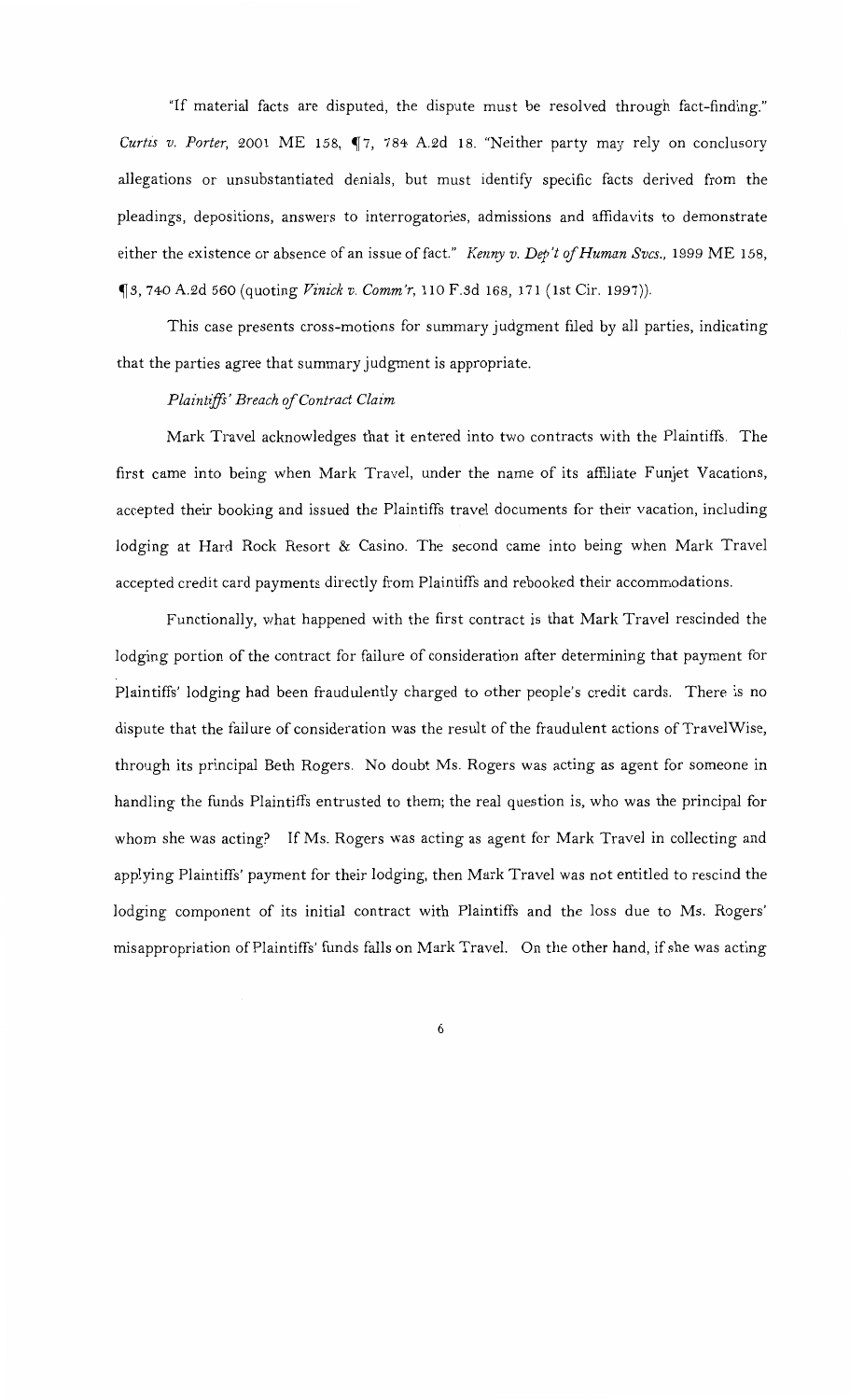"If material facts are disputed, the dispute must be resolved through fact-finding." *Curtis v. Porter*, 2001 ME 158, ¶7, 784 A.2d 18. "Neither party may rely on conclusory allegations or unsubstantiated denials, but must identify specific facts derived from the pleadings, depositions, answers to interrogatories, admissions and affidavits to demonstrate either the existence or absence of an issue of fact." *Kenny v. Dep't of Human Svcs.*, 1999 ME 158, ¶3, 740 A.2d 560 (quoting *Vinick v. Comm'r*, 110 F.3d 168, 171 (1st Cir. 1997)).

This case presents cross-motions for summary judgment filed by all parties, indicating that the parties agree that summary judgment is appropriate.

*Plaintiffs' Breach of Contract Claim*

Mark Travel acknowledges that it entered into two contracts with the Plaintiffs. The first came into being when Mark Travel, under the name of its affiliate Funjet Vacations, accepted their booking and issued the Plaintiffs travel documents for their vacation, including lodging at Hard Rock Resort & Casino. The second came into being when Mark Travel accepted credit card payments directly from Plaintiffs and rebooked their accommodations.

Functionally, what happened with the first contract is that Mark Travel rescinded the lodging portion of the contract for failure of consideration after determining that payment for Plaintiffs' lodging had been fraudulently charged to other people's credit cards. There is no dispute that the failure of consideration was the result of the fraudulent actions of TravelWise, through its principal Beth Rogers. No doubt Ms. Rogers was acting as agent for someone in handling the funds Plaintiffs entrusted to them; the real question is, who was the principal for whom she was acting? If Ms. Rogers was acting as agent for Mark Travel in collecting and applying Plaintiffs' payment for their lodging, then Mark Travel was not entitled to rescind the lodging component of its initial contract with Plaintiffs and the loss due to Ms. Rogers' misappropriation of Plaintiffs' funds falls on Mark Travel. On the other hand, if she was acting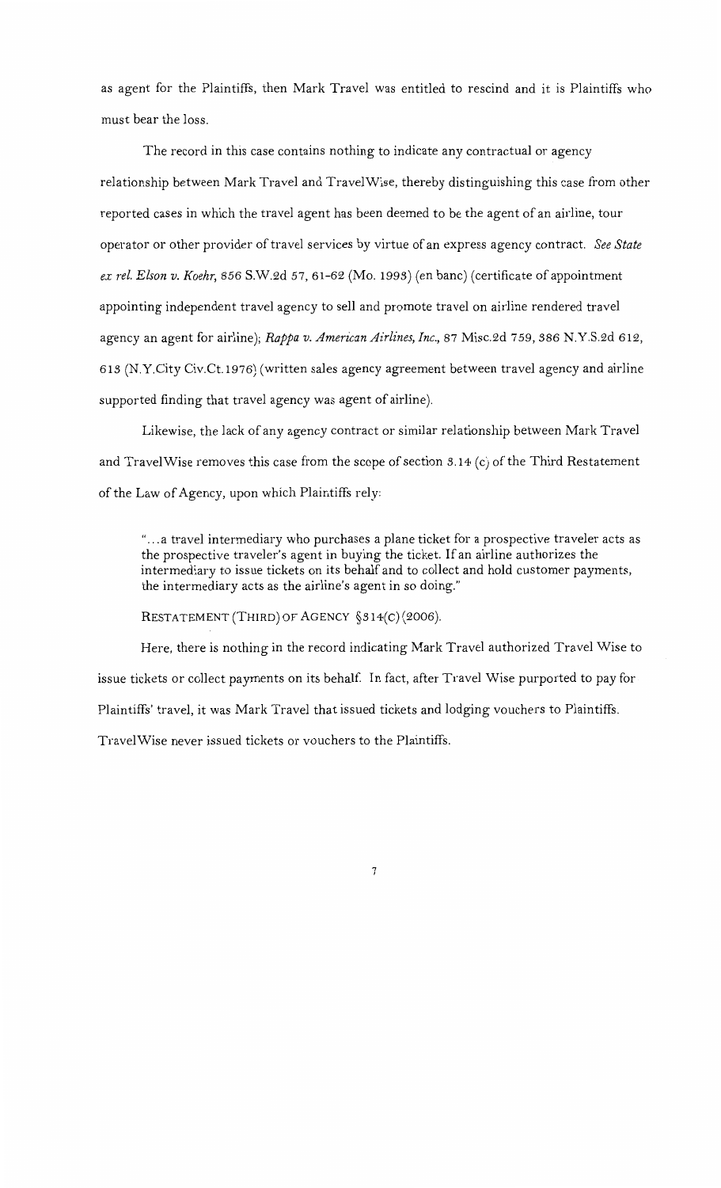as agent for the Plaintiffs, then Mark Travel was entitled to rescind and it is Plaintiffs who must bear the loss.

The record in this case contains nothing to indicate any contractual or agency relationship between Mark Travel and TravelWise, thereby distinguishing this case from other reported cases in which the travel agent has been deemed to be the agent of an airline, tour operator or other provider of travel services by virtue of an express agency contract. *See State ex rel. Elson v. Koehr*, 856 S.W.2d 57, 61-62 (Mo. 1993) (en banc) (certificate of appointment appointing independent travel agency to sell and promote travel on airline rendered travel agency an agent for airline); *Rappa v. American Airlines, Inc.*, 87 Misc.2d 759, 386 N.Y.S.2d 612, 613 (N.Y.City Civ.Ct.1976) (written sales agency agreement between travel agency and airline supported finding that travel agency was agent of airline).

Likewise, the lack of any agency contract or similar relationship between Mark Travel and TravelWise removes this case from the scope of section 3.14 (c) of the Third Restatement of the Law of Agency, upon which Plaintiffs rely:

> "...a travel intermediary who purchases a plane ticket for a prospective traveler acts as the prospective traveler's agent in buying the ticket. If an airline authorizes the intermediary to issue tickets on its behalf and to collect and hold customer payments, the intermediary acts as the airline's agent in so doing."
>
> RESTATEMENT (THIRD) OF AGENCY §314(C)(2006).

Here, there is nothing in the record indicating Mark Travel authorized Travel Wise to issue tickets or collect payments on its behalf. In fact, after Travel Wise purported to pay for Plaintiffs' travel, it was Mark Travel that issued tickets and lodging vouchers to Plaintiffs. TravelWise never issued tickets or vouchers to the Plaintiffs.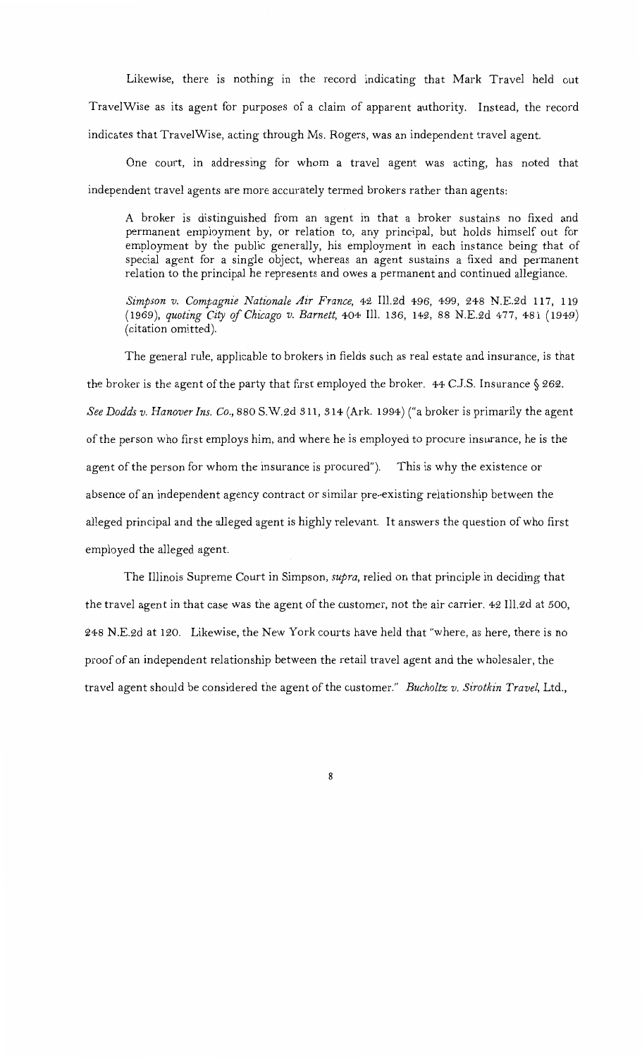Likewise, there is nothing in the record indicating that Mark Travel held out TravelWise as its agent for purposes of a claim of apparent authority. Instead, the record indicates that TravelWise, acting through Ms. Rogers, was an independent travel agent.

One court, in addressing for whom a travel agent was acting, has noted that independent travel agents are more accurately termed brokers rather than agents:

> A broker is distinguished from an agent in that a broker sustains no fixed and permanent employment by, or relation to, any principal, but holds himself out for employment by the public generally, his employment in each instance being that of special agent for a single object, whereas an agent sustains a fixed and permanent relation to the principal he represents and owes a permanent and continued allegiance.
>
> *Simpson v. Compagnie Nationale Air France*, 42 Ill.2d 496, 499, 248 N.E.2d 117, 119 (1969), *quoting City of Chicago v. Barnett*, 404 Ill. 136, 142, 88 N.E.2d 477, 481 (1949) (citation omitted).

The general rule, applicable to brokers in fields such as real estate and insurance, is that the broker is the agent of the party that first employed the broker. 44 C.J.S. Insurance § 262. *See Dodds v. Hanover Ins. Co.*, 880 S.W.2d 311, 314 (Ark. 1994) ("a broker is primarily the agent of the person who first employs him, and where he is employed to procure insurance, he is the agent of the person for whom the insurance is procured"). This is why the existence or absence of an independent agency contract or similar pre-existing relationship between the alleged principal and the alleged agent is highly relevant. It answers the question of who first employed the alleged agent.

The Illinois Supreme Court in Simpson, *supra*, relied on that principle in deciding that the travel agent in that case was the agent of the customer, not the air carrier. 42 Ill.2d at 500, 248 N.E.2d at 120. Likewise, the New York courts have held that "where, as here, there is no proof of an independent relationship between the retail travel agent and the wholesaler, the travel agent should be considered the agent of the customer." *Bucholtz v. Sirotkin Travel*, Ltd.,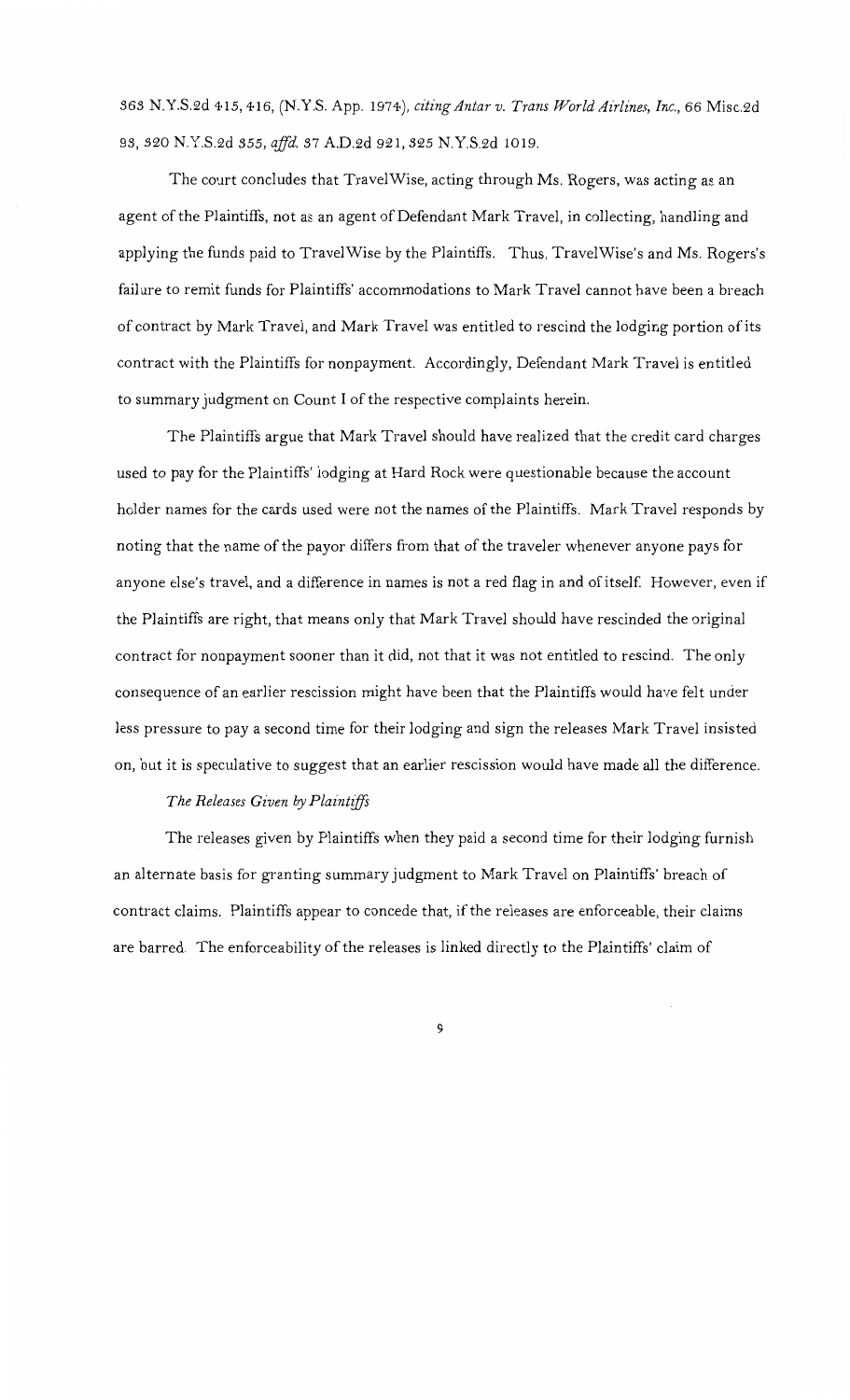363 N.Y.S.2d 415, 416, (N.Y.S. App. 1974), *citing Antar v. Trans World Airlines, Inc.*, 66 Misc.2d 93, 320 N.Y.S.2d 355, *aff'd.* 37 A.D.2d 921, 325 N.Y.S.2d 1019.

The court concludes that TravelWise, acting through Ms. Rogers, was acting as an agent of the Plaintiffs, not as an agent of Defendant Mark Travel, in collecting, handling and applying the funds paid to TravelWise by the Plaintiffs. Thus, TravelWise's and Ms. Rogers's failure to remit funds for Plaintiffs' accommodations to Mark Travel cannot have been a breach of contract by Mark Travel, and Mark Travel was entitled to rescind the lodging portion of its contract with the Plaintiffs for nonpayment. Accordingly, Defendant Mark Travel is entitled to summary judgment on Count I of the respective complaints herein.

The Plaintiffs argue that Mark Travel should have realized that the credit card charges used to pay for the Plaintiffs' lodging at Hard Rock were questionable because the account holder names for the cards used were not the names of the Plaintiffs. Mark Travel responds by noting that the name of the payor differs from that of the traveler whenever anyone pays for anyone else's travel, and a difference in names is not a red flag in and of itself. However, even if the Plaintiffs are right, that means only that Mark Travel should have rescinded the original contract for nonpayment sooner than it did, not that it was not entitled to rescind. The only consequence of an earlier rescission might have been that the Plaintiffs would have felt under less pressure to pay a second time for their lodging and sign the releases Mark Travel insisted on, but it is speculative to suggest that an earlier rescission would have made all the difference.

*The Releases Given by Plaintiffs*

The releases given by Plaintiffs when they paid a second time for their lodging furnish an alternate basis for granting summary judgment to Mark Travel on Plaintiffs' breach of contract claims. Plaintiffs appear to concede that, if the releases are enforceable, their claims are barred. The enforceability of the releases is linked directly to the Plaintiffs' claim of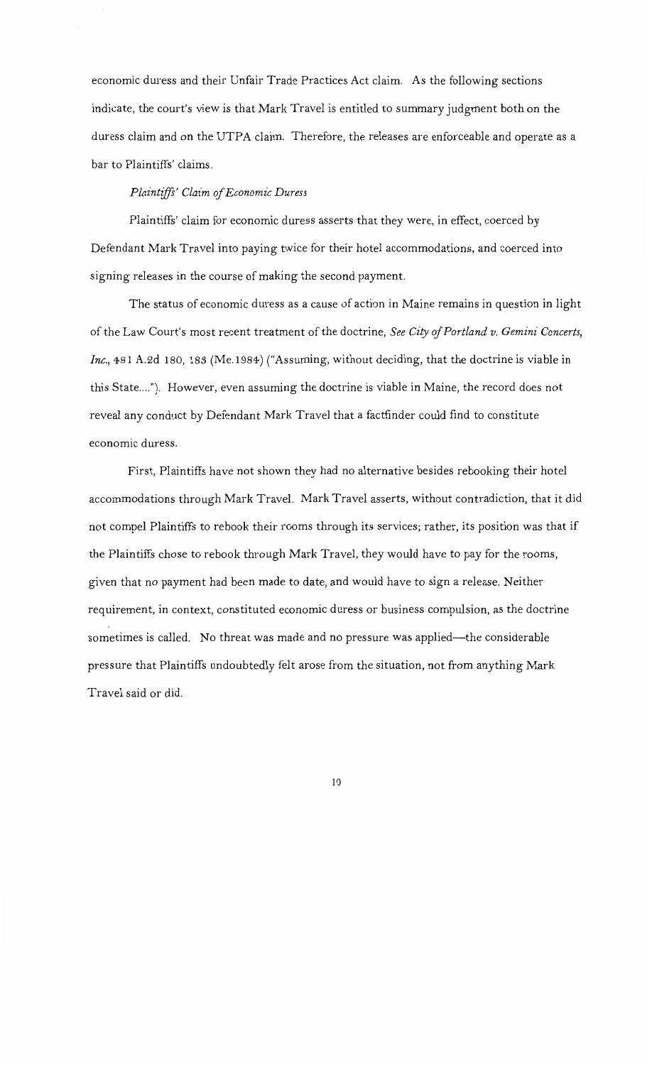economic duress and their Unfair Trade Practices Act claim. As the following sections indicate, the court's view is that Mark Travel is entitled to summary judgment both on the duress claim and on the UTPA claim. Therefore, the releases are enforceable and operate as a bar to Plaintiffs' claims.

*Plaintiffs' Claim of Economic Duress*

Plaintiffs' claim for economic duress asserts that they were, in effect, coerced by Defendant Mark Travel into paying twice for their hotel accommodations, and coerced into signing releases in the course of making the second payment.

The status of economic duress as a cause of action in Maine remains in question in light of the Law Court's most recent treatment of the doctrine, *See City of Portland v. Gemini Concerts, Inc.*, 481 A.2d 180, 183 (Me.1984) ("Assuming, without deciding, that the doctrine is viable in this State...."). However, even assuming the doctrine is viable in Maine, the record does not reveal any conduct by Defendant Mark Travel that a factfinder could find to constitute economic duress.

First, Plaintiffs have not shown they had no alternative besides rebooking their hotel accommodations through Mark Travel. Mark Travel asserts, without contradiction, that it did not compel Plaintiffs to rebook their rooms through its services; rather, its position was that if the Plaintiffs chose to rebook through Mark Travel, they would have to pay for the rooms, given that no payment had been made to date, and would have to sign a release. Neither requirement, in context, constituted economic duress or business compulsion, as the doctrine sometimes is called. No threat was made and no pressure was applied—the considerable pressure that Plaintiffs undoubtedly felt arose from the situation, not from anything Mark Travel said or did.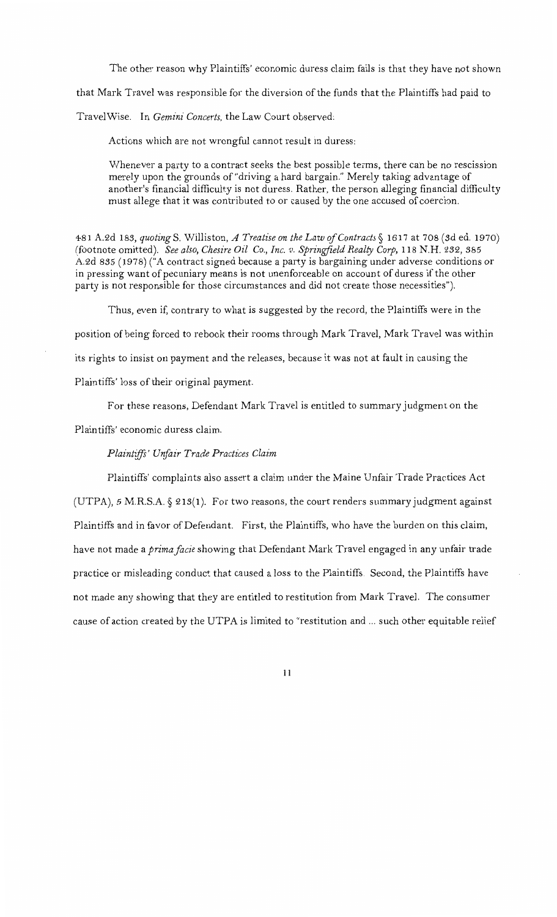The other reason why Plaintiffs' economic duress claim fails is that they have not shown that Mark Travel was responsible for the diversion of the funds that the Plaintiffs had paid to TravelWise. In *Gemini Concerts*, the Law Court observed:

> Actions which are not wrongful cannot result in duress:
>
> Whenever a party to a contract seeks the best possible terms, there can be no rescission merely upon the grounds of "driving a hard bargain." Merely taking advantage of another's financial difficulty is not duress. Rather, the person alleging financial difficulty must allege that it was contributed to or caused by the one accused of coercion.

481 A.2d 183, *quoting* S. Williston, *A Treatise on the Law of Contracts* § 1617 at 708 (3d ed. 1970) (footnote omitted). *See also, Chesire Oil Co., Inc. v. Springfield Realty Corp*, 118 N.H. 232, 385 A.2d 835 (1978) ("A contract signed because a party is bargaining under adverse conditions or in pressing want of pecuniary means is not unenforceable on account of duress if the other party is not responsible for those circumstances and did not create those necessities").

Thus, even if, contrary to what is suggested by the record, the Plaintiffs were in the position of being forced to rebook their rooms through Mark Travel, Mark Travel was within its rights to insist on payment and the releases, because it was not at fault in causing the Plaintiffs' loss of their original payment.

For these reasons, Defendant Mark Travel is entitled to summary judgment on the Plaintiffs' economic duress claim.

*Plaintiffs' Unfair Trade Practices Claim*

Plaintiffs' complaints also assert a claim under the Maine Unfair Trade Practices Act (UTPA), 5 M.R.S.A. § 213(1). For two reasons, the court renders summary judgment against Plaintiffs and in favor of Defendant. First, the Plaintiffs, who have the burden on this claim, have not made a *prima facie* showing that Defendant Mark Travel engaged in any unfair trade practice or misleading conduct that caused a loss to the Plaintiffs. Second, the Plaintiffs have not made any showing that they are entitled to restitution from Mark Travel. The consumer cause of action created by the UTPA is limited to "restitution and ... such other equitable relief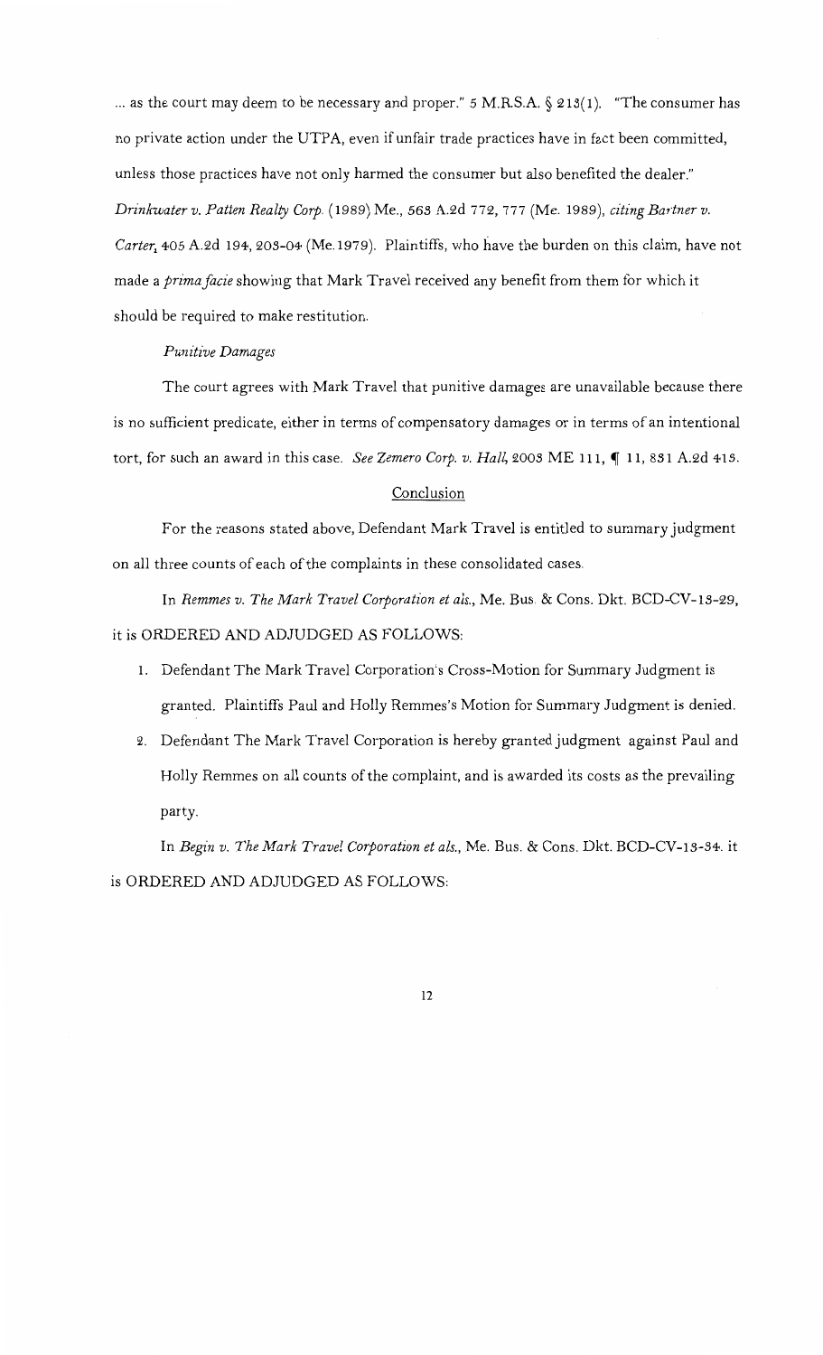... as the court may deem to be necessary and proper." 5 M.R.S.A. § 213(1). "The consumer has no private action under the UTPA, even if unfair trade practices have in fact been committed, unless those practices have not only harmed the consumer but also benefited the dealer." *Drinkwater v. Patten Realty Corp.* (1989) Me., 563 A.2d 772, 777 (Me. 1989), *citing Bartner v. Carter*, 405 A.2d 194, 203-04 (Me.1979). Plaintiffs, who have the burden on this claim, have not made a *prima facie* showing that Mark Travel received any benefit from them for which it should be required to make restitution.

*Punitive Damages*

The court agrees with Mark Travel that punitive damages are unavailable because there is no sufficient predicate, either in terms of compensatory damages or in terms of an intentional tort, for such an award in this case. *See Zemero Corp. v. Hall*, 2003 ME 111, ¶ 11, 831 A.2d 413.

## Conclusion

For the reasons stated above, Defendant Mark Travel is entitled to summary judgment on all three counts of each of the complaints in these consolidated cases.

In *Remmes v. The Mark Travel Corporation et als.*, Me. Bus. & Cons. Dkt. BCD-CV-13-29, it is ORDERED AND ADJUDGED AS FOLLOWS:

1. Defendant The Mark Travel Corporation's Cross-Motion for Summary Judgment is granted. Plaintiffs Paul and Holly Remmes's Motion for Summary Judgment is denied.
2. Defendant The Mark Travel Corporation is hereby granted judgment against Paul and Holly Remmes on all counts of the complaint, and is awarded its costs as the prevailing party.

In *Begin v. The Mark Travel Corporation et als.*, Me. Bus. & Cons. Dkt. BCD-CV-13-34. it is ORDERED AND ADJUDGED AS FOLLOWS: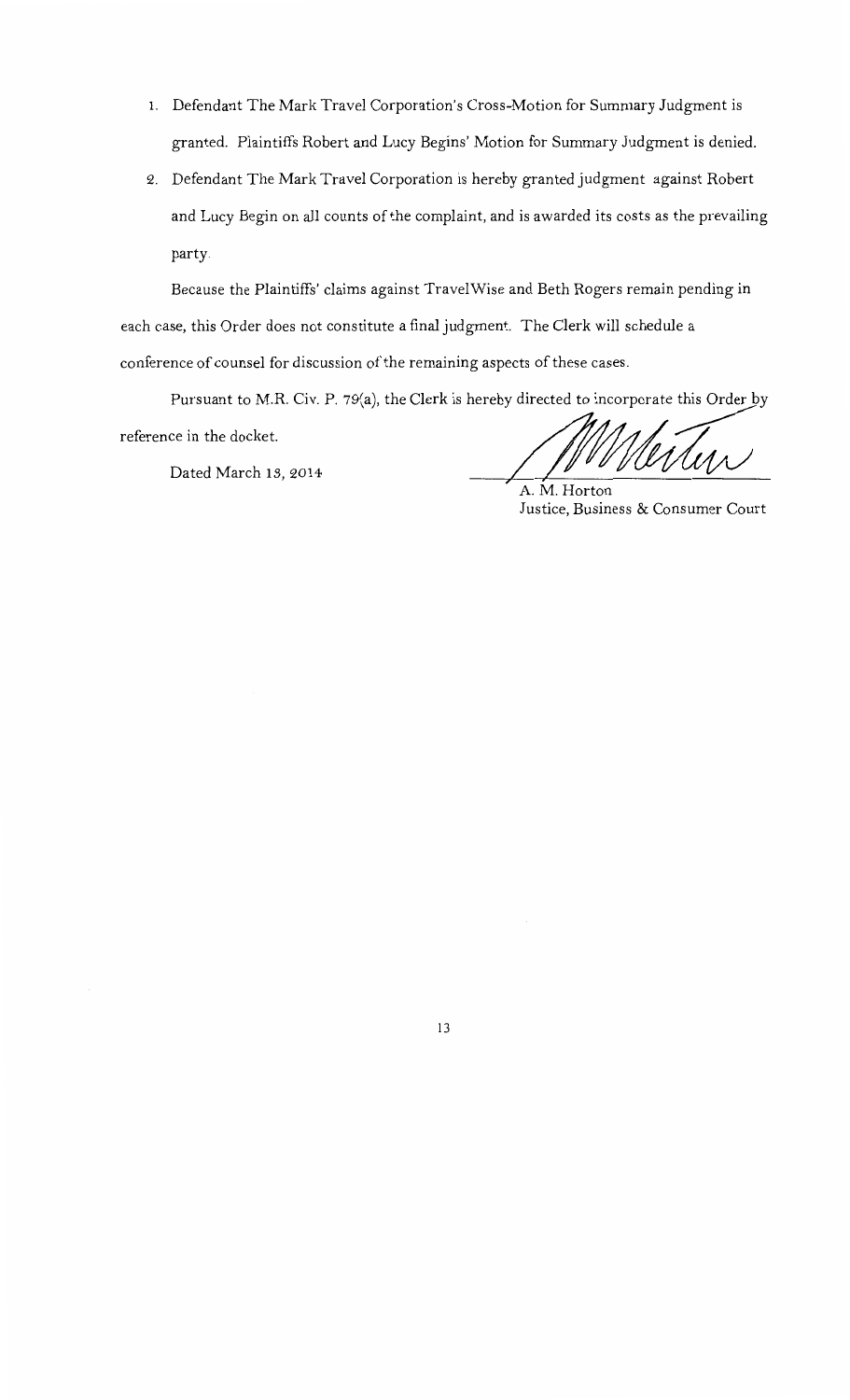1. Defendant The Mark Travel Corporation's Cross-Motion for Summary Judgment is granted. Plaintiffs Robert and Lucy Begins' Motion for Summary Judgment is denied.
2. Defendant The Mark Travel Corporation is hereby granted judgment against Robert and Lucy Begin on all counts of the complaint, and is awarded its costs as the prevailing party.

Because the Plaintiffs' claims against TravelWise and Beth Rogers remain pending in each case, this Order does not constitute a final judgment. The Clerk will schedule a conference of counsel for discussion of the remaining aspects of these cases.

Pursuant to M.R. Civ. P. 79(a), the Clerk is hereby directed to incorporate this Order by reference in the docket.

Dated March 13, 2014

A. M. Horton
Justice, Business & Consumer Court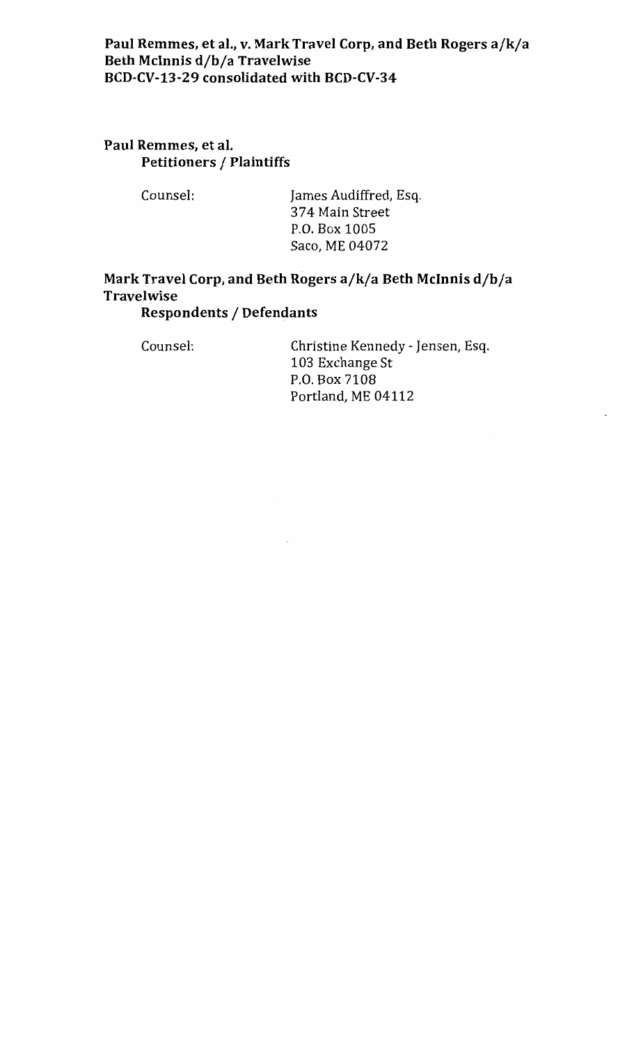**Paul Remmes, et al., v. Mark Travel Corp, and Beth Rogers a/k/a Beth McInnis d/b/a Travelwise**
**BCD-CV-13-29 consolidated with BCD-CV-34**

**Paul Remmes, et al.**
**Petitioners / Plaintiffs**

Counsel: James Audiffred, Esq.
374 Main Street
P.O. Box 1005
Saco, ME 04072

**Mark Travel Corp, and Beth Rogers a/k/a Beth McInnis d/b/a Travelwise**
**Respondents / Defendants**

Counsel: Christine Kennedy - Jensen, Esq.
103 Exchange St
P.O. Box 7108
Portland, ME 04112